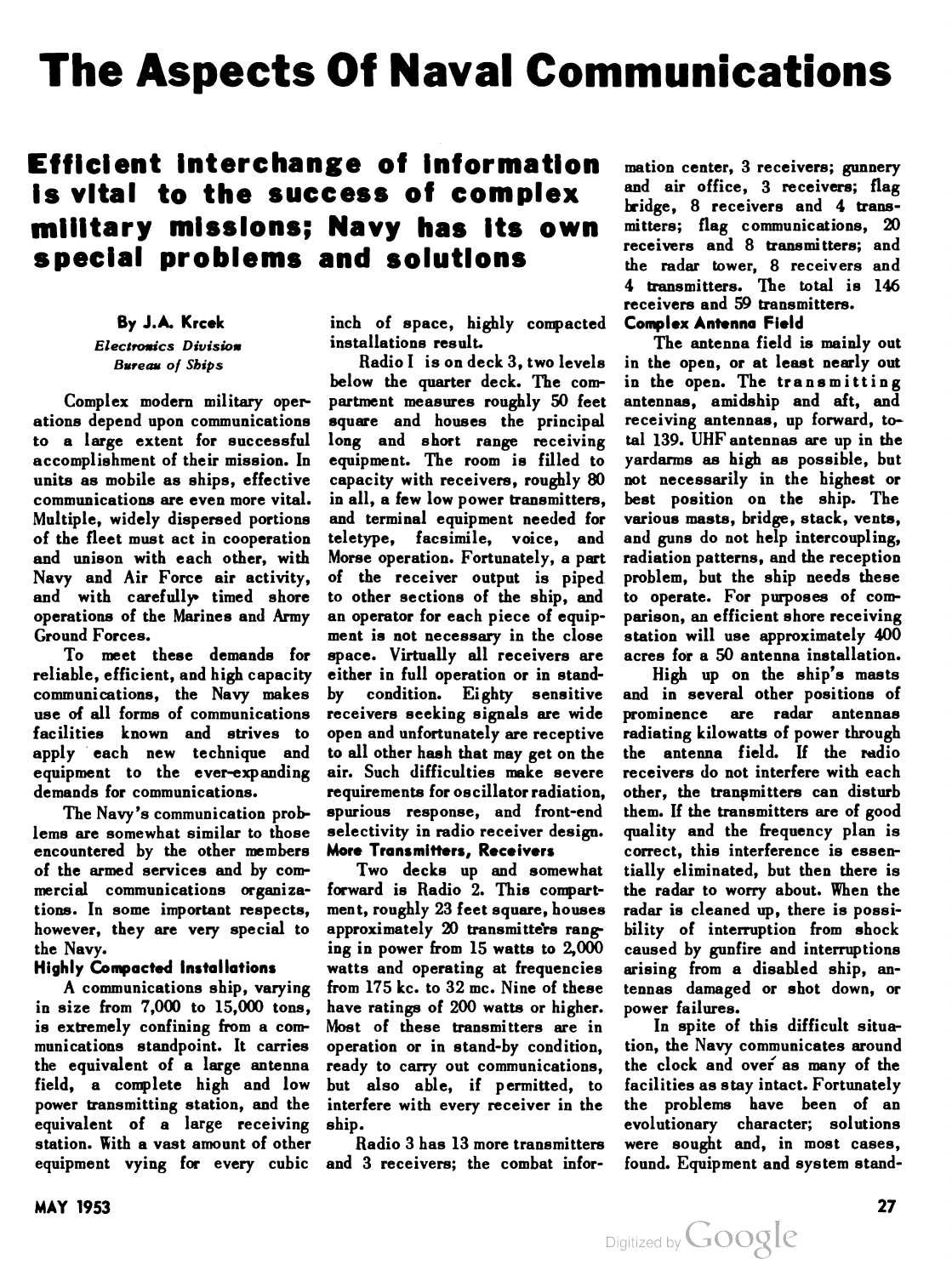# The Aspects Of Naval Communications

## Efficient interchange of information is vital to the success of complex military missions; Navy has its own special problems and solutions

By J.A. Krcek

*Electronics Division*
*Bureau of Ships*

Complex modern military operations depend upon communications to a large extent for successful accomplishment of their mission. In units as mobile as ships, effective communications are even more vital. Multiple, widely dispersed portions of the fleet must act in cooperation and unison with each other, with Navy and Air Force air activity, and with carefully timed shore operations of the Marines and Army Ground Forces.

To meet these demands for reliable, efficient, and high capacity communications, the Navy makes use of all forms of communications facilities known and strives to apply each new technique and equipment to the ever-expanding demands for communications.

The Navy's communication problems are somewhat similar to those encountered by the other members of the armed services and by commercial communications organizations. In some important respects, however, they are very special to the Navy.

### Highly Compacted Installations

A communications ship, varying in size from 7,000 to 15,000 tons, is extremely confining from a communications standpoint. It carries the equivalent of a large antenna field, a complete high and low power transmitting station, and the equivalent of a large receiving station. With a vast amount of other equipment vying for every cubic inch of space, highly compacted installations result.

Radio I is on deck 3, two levels below the quarter deck. The compartment measures roughly 50 feet square and houses the principal long and short range receiving equipment. The room is filled to capacity with receivers, roughly 80 in all, a few low power transmitters, and terminal equipment needed for teletype, facsimile, voice, and Morse operation. Fortunately, a part of the receiver output is piped to other sections of the ship, and an operator for each piece of equipment is not necessary in the close space. Virtually all receivers are either in full operation or in stand-by condition. Eighty sensitive receivers seeking signals are wide open and unfortunately are receptive to all other hash that may get on the air. Such difficulties make severe requirements for oscillator radiation, spurious response, and front-end selectivity in radio receiver design.

### More Transmitters, Receivers

Two decks up and somewhat forward is Radio 2. This compartment, roughly 23 feet square, houses approximately 20 transmitters ranging in power from 15 watts to 2,000 watts and operating at frequencies from 175 kc. to 32 mc. Nine of these have ratings of 200 watts or higher. Most of these transmitters are in operation or in stand-by condition, ready to carry out communications, but also able, if permitted, to interfere with every receiver in the ship.

Radio 3 has 13 more transmitters and 3 receivers; the combat information center, 3 receivers; gunnery and air office, 3 receivers; flag bridge, 8 receivers and 4 transmitters; flag communications, 20 receivers and 8 transmitters; and the radar tower, 8 receivers and 4 transmitters. The total is 146 receivers and 59 transmitters.

### Complex Antenna Field

The antenna field is mainly out in the open, or at least nearly out in the open. The transmitting antennas, amidship and aft, and receiving antennas, up forward, total 139. UHF antennas are up in the yardarms as high as possible, but not necessarily in the highest or best position on the ship. The various masts, bridge, stack, vents, and guns do not help intercoupling, radiation patterns, and the reception problem, but the ship needs these to operate. For purposes of comparison, an efficient shore receiving station will use approximately 400 acres for a 50 antenna installation.

High up on the ship's masts and in several other positions of prominence are radar antennas radiating kilowatts of power through the antenna field. If the radio receivers do not interfere with each other, the transmitters can disturb them. If the transmitters are of good quality and the frequency plan is correct, this interference is essentially eliminated, but then there is the radar to worry about. When the radar is cleaned up, there is possibility of interruption from shock caused by gunfire and interruptions arising from a disabled ship, antennas damaged or shot down, or power failures.

In spite of this difficult situation, the Navy communicates around the clock and over as many of the facilities as stay intact. Fortunately the problems have been of an evolutionary character; solutions were sought and, in most cases, found. Equipment and system stand-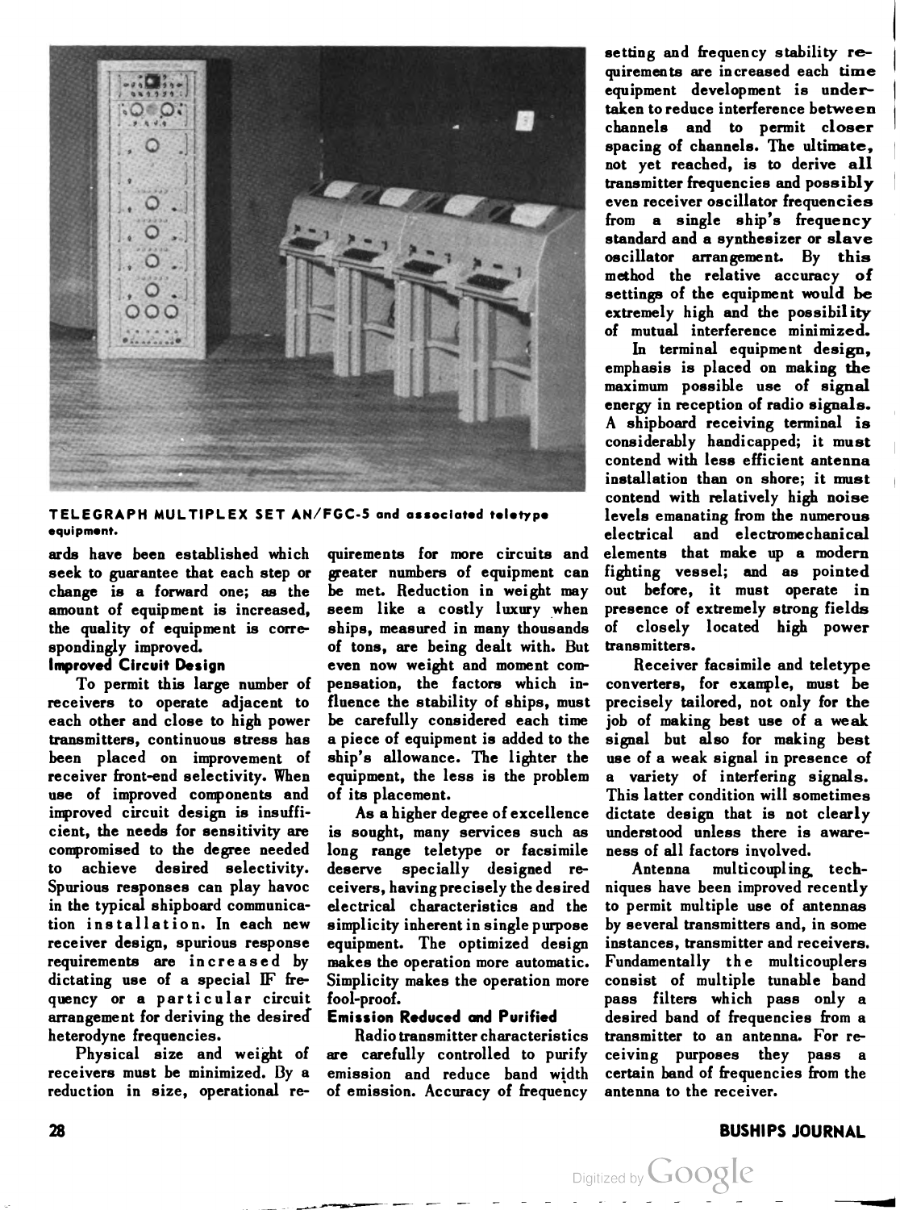TELEGRAPH MULTIPLEX SET AN/FGC-5 and associated teletype equipment.

ards have been established which seek to guarantee that each step or change is a forward one; as the amount of equipment is increased, the quality of equipment is correspondingly improved.

**Improved Circuit Design**

To permit this large number of receivers to operate adjacent to each other and close to high power transmitters, continuous stress has been placed on improvement of receiver front-end selectivity. When use of improved components and improved circuit design is insufficient, the needs for sensitivity are compromised to the degree needed to achieve desired selectivity. Spurious responses can play havoc in the typical shipboard communication installation. In each new receiver design, spurious response requirements are increased by dictating use of a special IF frequency or a particular circuit arrangement for deriving the desired heterodyne frequencies.

Physical size and weight of receivers must be minimized. By a reduction in size, operational requirements for more circuits and greater numbers of equipment can be met. Reduction in weight may seem like a costly luxury when ships, measured in many thousands of tons, are being dealt with. But even now weight and moment compensation, the factors which influence the stability of ships, must be carefully considered each time a piece of equipment is added to the ship's allowance. The lighter the equipment, the less is the problem of its placement.

As a higher degree of excellence is sought, many services such as long range teletype or facsimile deserve specially designed receivers, having precisely the desired electrical characteristics and the simplicity inherent in single purpose equipment. The optimized design makes the operation more automatic. Simplicity makes the operation more fool-proof.

**Emission Reduced and Purified**

Radio transmitter characteristics are carefully controlled to purify emission and reduce band width of emission. Accuracy of frequency setting and frequency stability requirements are increased each time equipment development is undertaken to reduce interference between channels and to permit closer spacing of channels. The ultimate, not yet reached, is to derive all transmitter frequencies and possibly even receiver oscillator frequencies from a single ship's frequency standard and a synthesizer or slave oscillator arrangement. By this method the relative accuracy of settings of the equipment would be extremely high and the possibility of mutual interference minimized.

In terminal equipment design, emphasis is placed on making the maximum possible use of signal energy in reception of radio signals. A shipboard receiving terminal is considerably handicapped; it must contend with less efficient antenna installation than on shore; it must contend with relatively high noise levels emanating from the numerous electrical and electromechanical elements that make up a modern fighting vessel; and as pointed out before, it must operate in presence of extremely strong fields of closely located high power transmitters.

Receiver facsimile and teletype converters, for example, must be precisely tailored, not only for the job of making best use of a weak signal but also for making best use of a weak signal in presence of a variety of interfering signals. This latter condition will sometimes dictate design that is not clearly understood unless there is awareness of all factors involved.

Antenna multicoupling techniques have been improved recently to permit multiple use of antennas by several transmitters and, in some instances, transmitter and receivers. Fundamentally the multicouplers consist of multiple tunable band pass filters which pass only a desired band of frequencies from a transmitter to an antenna. For receiving purposes they pass a certain band of frequencies from the antenna to the receiver.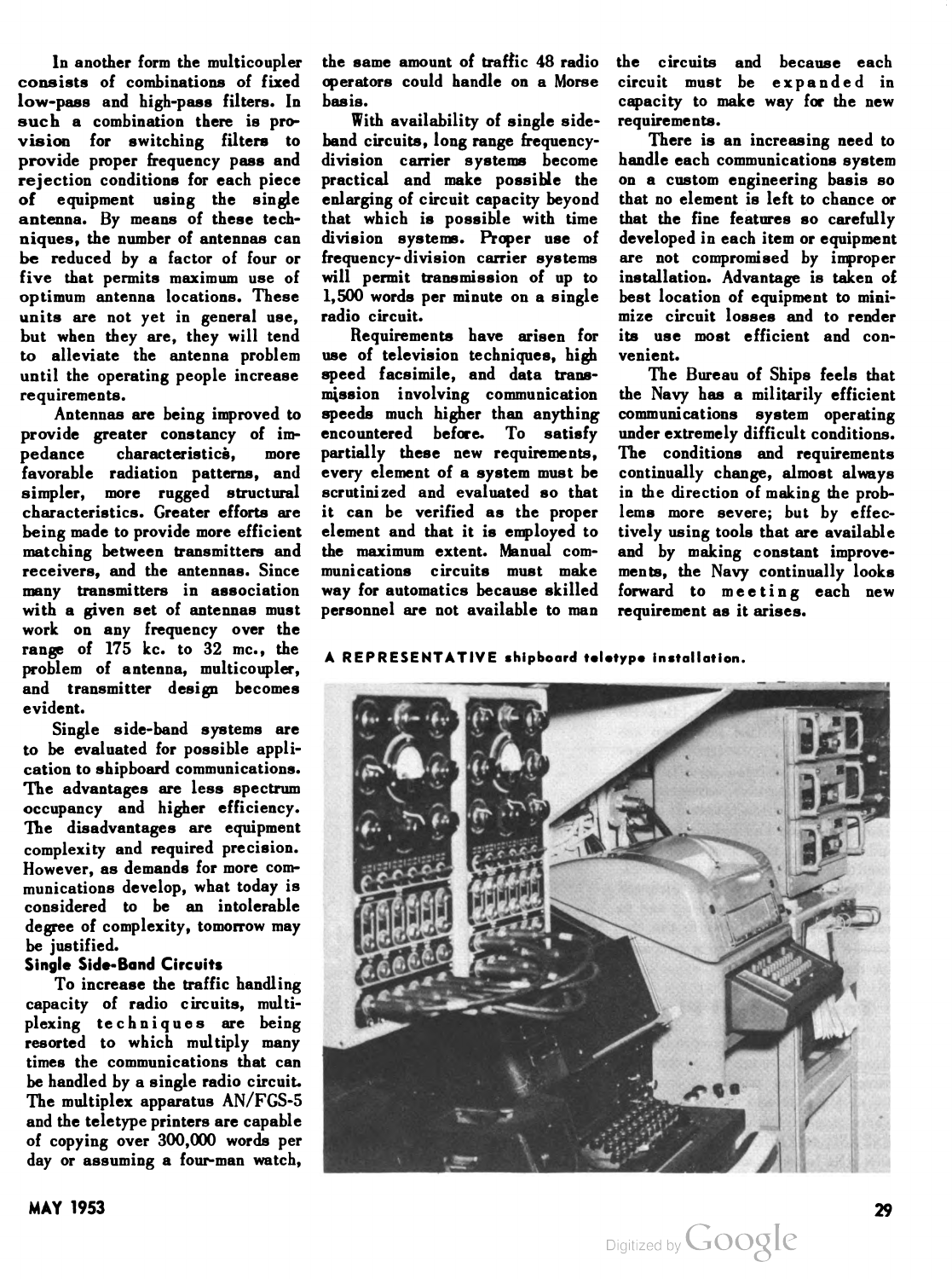In another form the multicoupler consists of combinations of fixed low-pass and high-pass filters. In such a combination there is provision for switching filters to provide proper frequency pass and rejection conditions for each piece of equipment using the single antenna. By means of these techniques, the number of antennas can be reduced by a factor of four or five that permits maximum use of optimum antenna locations. These units are not yet in general use, but when they are, they will tend to alleviate the antenna problem until the operating people increase requirements.

Antennas are being improved to provide greater constancy of impedance characteristics, more favorable radiation patterns, and simpler, more rugged structural characteristics. Greater efforts are being made to provide more efficient matching between transmitters and receivers, and the antennas. Since many transmitters in association with a given set of antennas must work on any frequency over the range of 175 kc. to 32 mc., the problem of antenna, multicoupler, and transmitter design becomes evident.

Single side-band systems are to be evaluated for possible application to shipboard communications. The advantages are less spectrum occupancy and higher efficiency. The disadvantages are equipment complexity and required precision. However, as demands for more communications develop, what today is considered to be an intolerable degree of complexity, tomorrow may be justified.

**Single Side-Band Circuits**

To increase the traffic handling capacity of radio circuits, multiplexing techniques are being resorted to which multiply many times the communications that can be handled by a single radio circuit. The multiplex apparatus AN/FGS-5 and the teletype printers are capable of copying over 300,000 words per day or assuming a four-man watch, the same amount of traffic 48 radio operators could handle on a Morse basis.

With availability of single side-band circuits, long range frequency-division carrier systems become practical and make possible the enlarging of circuit capacity beyond that which is possible with time division systems. Proper use of frequency-division carrier systems will permit transmission of up to 1,500 words per minute on a single radio circuit.

Requirements have arisen for use of television techniques, high speed facsimile, and data transmission involving communication speeds much higher than anything encountered before. To satisfy partially these new requirements, every element of a system must be scrutinized and evaluated so that it can be verified as the proper element and that it is employed to the maximum extent. Manual communications circuits must make way for automatics because skilled personnel are not available to man the circuits and because each circuit must be expanded in capacity to make way for the new requirements.

There is an increasing need to handle each communications system on a custom engineering basis so that no element is left to chance or that the fine features so carefully developed in each item or equipment are not compromised by improper installation. Advantage is taken of best location of equipment to minimize circuit losses and to render its use most efficient and convenient.

The Bureau of Ships feels that the Navy has a militarily efficient communications system operating under extremely difficult conditions. The conditions and requirements continually change, almost always in the direction of making the problems more severe; but by effectively using tools that are available and by making constant improvements, the Navy continually looks forward to meeting each new requirement as it arises.

**A REPRESENTATIVE** shipboard teletype installation.